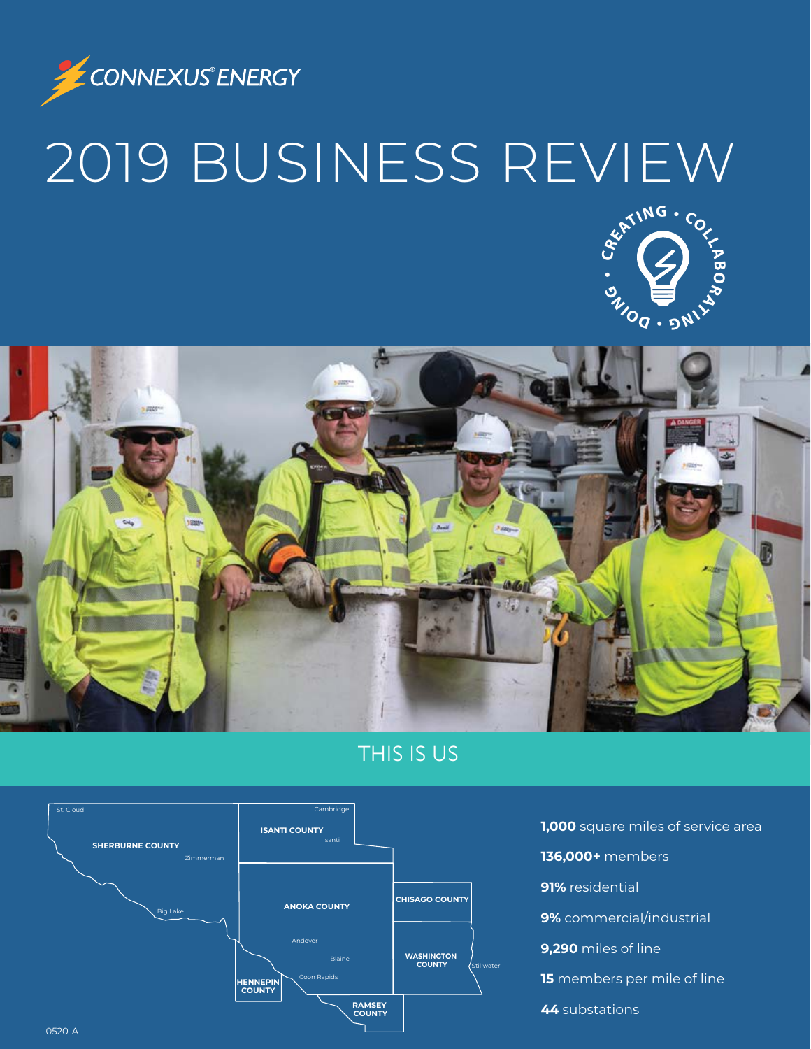CONNEXUS® ENERGY

# 2019 BUSINESS REVIEW

CREATING • COLLABORATING • DOING

## THIS IS US

St. Cloud
SHERBURNE COUNTY
Zimmerman
Big Lake
Cambridge
ISANTI COUNTY
Isanti
ANOKA COUNTY
Andover
Blaine
Coon Rapids
CHISAGO COUNTY
WASHINGTON COUNTY
Stillwater
HENNEPIN COUNTY
RAMSEY COUNTY

- **1,000** square miles of service area
- **136,000+** members
- **91%** residential
- **9%** commercial/industrial
- **9,290** miles of line
- **15** members per mile of line
- **44** substations

0520-A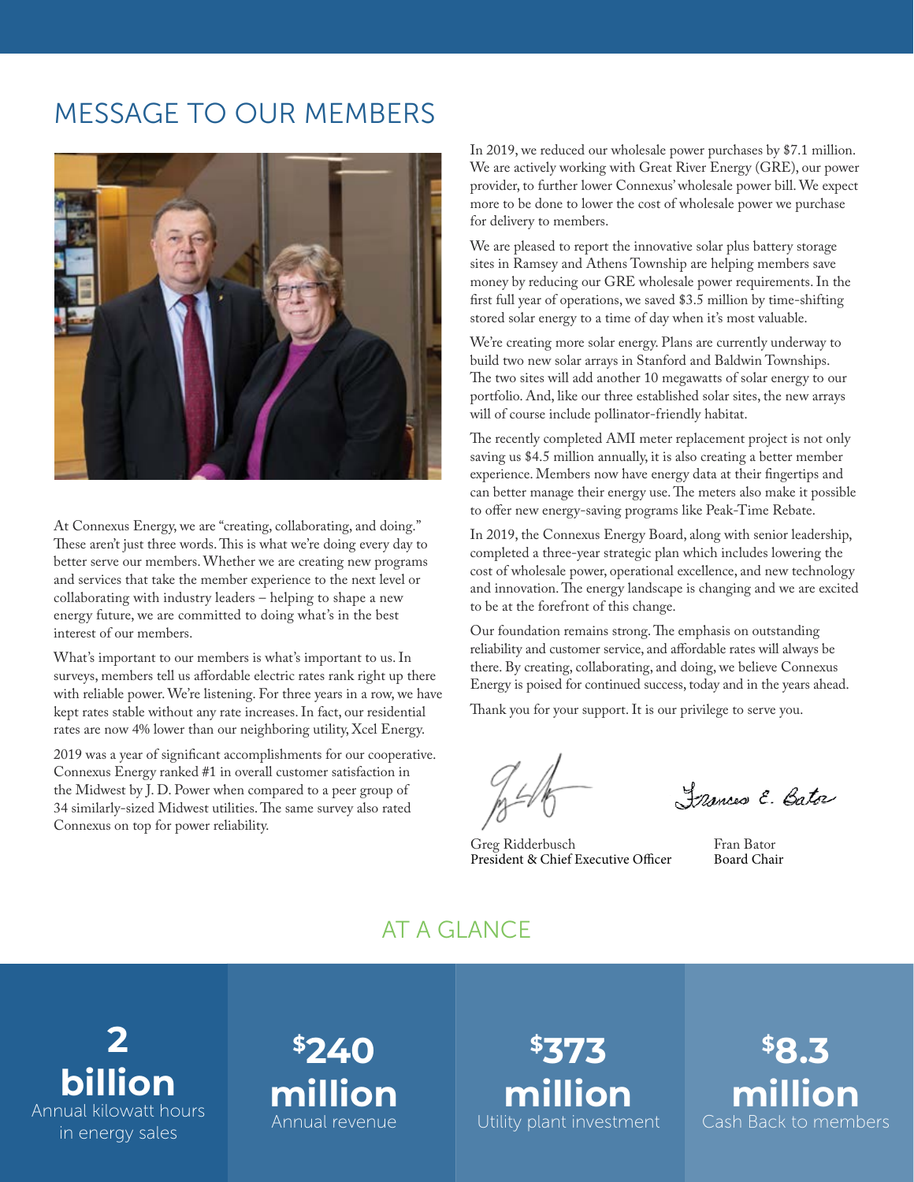# MESSAGE TO OUR MEMBERS

At Connexus Energy, we are "creating, collaborating, and doing." These aren't just three words. This is what we're doing every day to better serve our members. Whether we are creating new programs and services that take the member experience to the next level or collaborating with industry leaders – helping to shape a new energy future, we are committed to doing what's in the best interest of our members.

What's important to our members is what's important to us. In surveys, members tell us affordable electric rates rank right up there with reliable power. We're listening. For three years in a row, we have kept rates stable without any rate increases. In fact, our residential rates are now 4% lower than our neighboring utility, Xcel Energy.

2019 was a year of significant accomplishments for our cooperative. Connexus Energy ranked #1 in overall customer satisfaction in the Midwest by J. D. Power when compared to a peer group of 34 similarly-sized Midwest utilities. The same survey also rated Connexus on top for power reliability.

In 2019, we reduced our wholesale power purchases by $7.1 million. We are actively working with Great River Energy (GRE), our power provider, to further lower Connexus' wholesale power bill. We expect more to be done to lower the cost of wholesale power we purchase for delivery to members.

We are pleased to report the innovative solar plus battery storage sites in Ramsey and Athens Township are helping members save money by reducing our GRE wholesale power requirements. In the first full year of operations, we saved $3.5 million by time-shifting stored solar energy to a time of day when it's most valuable.

We're creating more solar energy. Plans are currently underway to build two new solar arrays in Stanford and Baldwin Townships. The two sites will add another 10 megawatts of solar energy to our portfolio. And, like our three established solar sites, the new arrays will of course include pollinator-friendly habitat.

The recently completed AMI meter replacement project is not only saving us $4.5 million annually, it is also creating a better member experience. Members now have energy data at their fingertips and can better manage their energy use. The meters also make it possible to offer new energy-saving programs like Peak-Time Rebate.

In 2019, the Connexus Energy Board, along with senior leadership, completed a three-year strategic plan which includes lowering the cost of wholesale power, operational excellence, and new technology and innovation. The energy landscape is changing and we are excited to be at the forefront of this change.

Our foundation remains strong. The emphasis on outstanding reliability and customer service, and affordable rates will always be there. By creating, collaborating, and doing, we believe Connexus Energy is poised for continued success, today and in the years ahead.

Thank you for your support. It is our privilege to serve you.

Greg Ridderbusch
President & Chief Executive Officer

Fran Bator
Board Chair

## AT A GLANCE

**2 billion**
Annual kilowatt hours in energy sales

**$240 million**
Annual revenue

**$373 million**
Utility plant investment

**$8.3 million**
Cash Back to members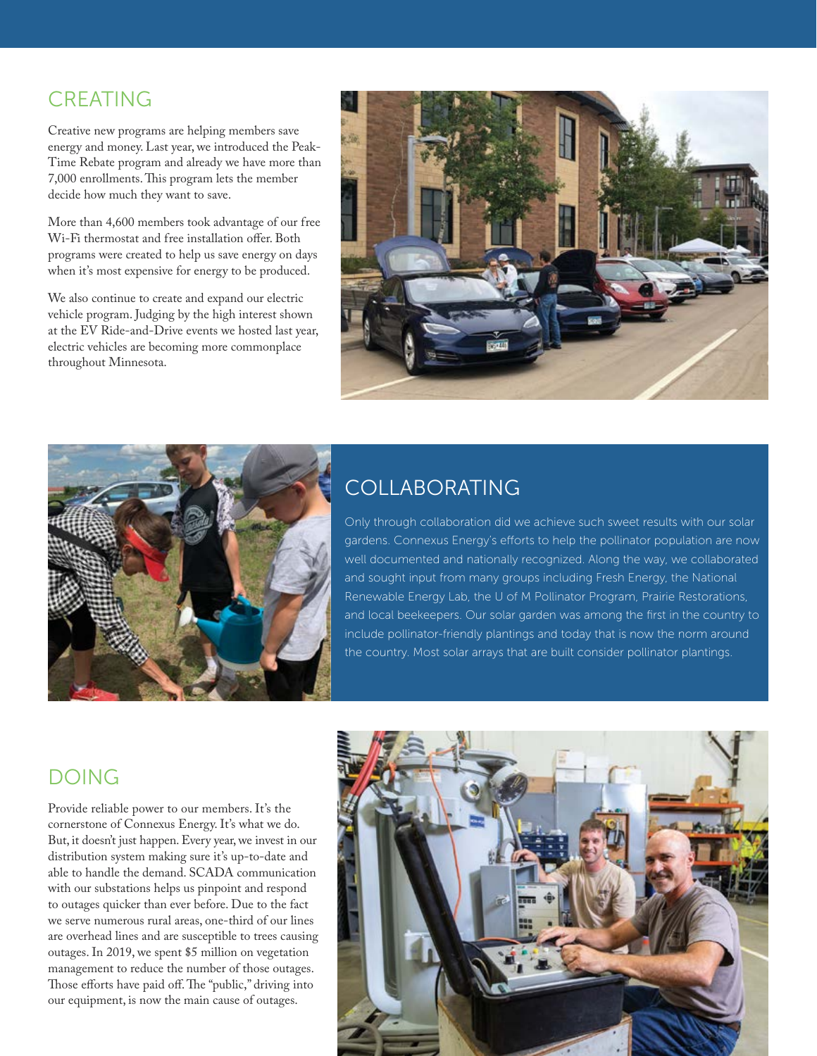## CREATING

Creative new programs are helping members save energy and money. Last year, we introduced the Peak-Time Rebate program and already we have more than 7,000 enrollments. This program lets the member decide how much they want to save.

More than 4,600 members took advantage of our free Wi-Fi thermostat and free installation offer. Both programs were created to help us save energy on days when it's most expensive for energy to be produced.

We also continue to create and expand our electric vehicle program. Judging by the high interest shown at the EV Ride-and-Drive events we hosted last year, electric vehicles are becoming more commonplace throughout Minnesota.

## COLLABORATING

Only through collaboration did we achieve such sweet results with our solar gardens. Connexus Energy's efforts to help the pollinator population are now well documented and nationally recognized. Along the way, we collaborated and sought input from many groups including Fresh Energy, the National Renewable Energy Lab, the U of M Pollinator Program, Prairie Restorations, and local beekeepers. Our solar garden was among the first in the country to include pollinator-friendly plantings and today that is now the norm around the country. Most solar arrays that are built consider pollinator plantings.

## DOING

Provide reliable power to our members. It's the cornerstone of Connexus Energy. It's what we do. But, it doesn't just happen. Every year, we invest in our distribution system making sure it's up-to-date and able to handle the demand. SCADA communication with our substations helps us pinpoint and respond to outages quicker than ever before. Due to the fact we serve numerous rural areas, one-third of our lines are overhead lines and are susceptible to trees causing outages. In 2019, we spent $5 million on vegetation management to reduce the number of those outages. Those efforts have paid off. The "public," driving into our equipment, is now the main cause of outages.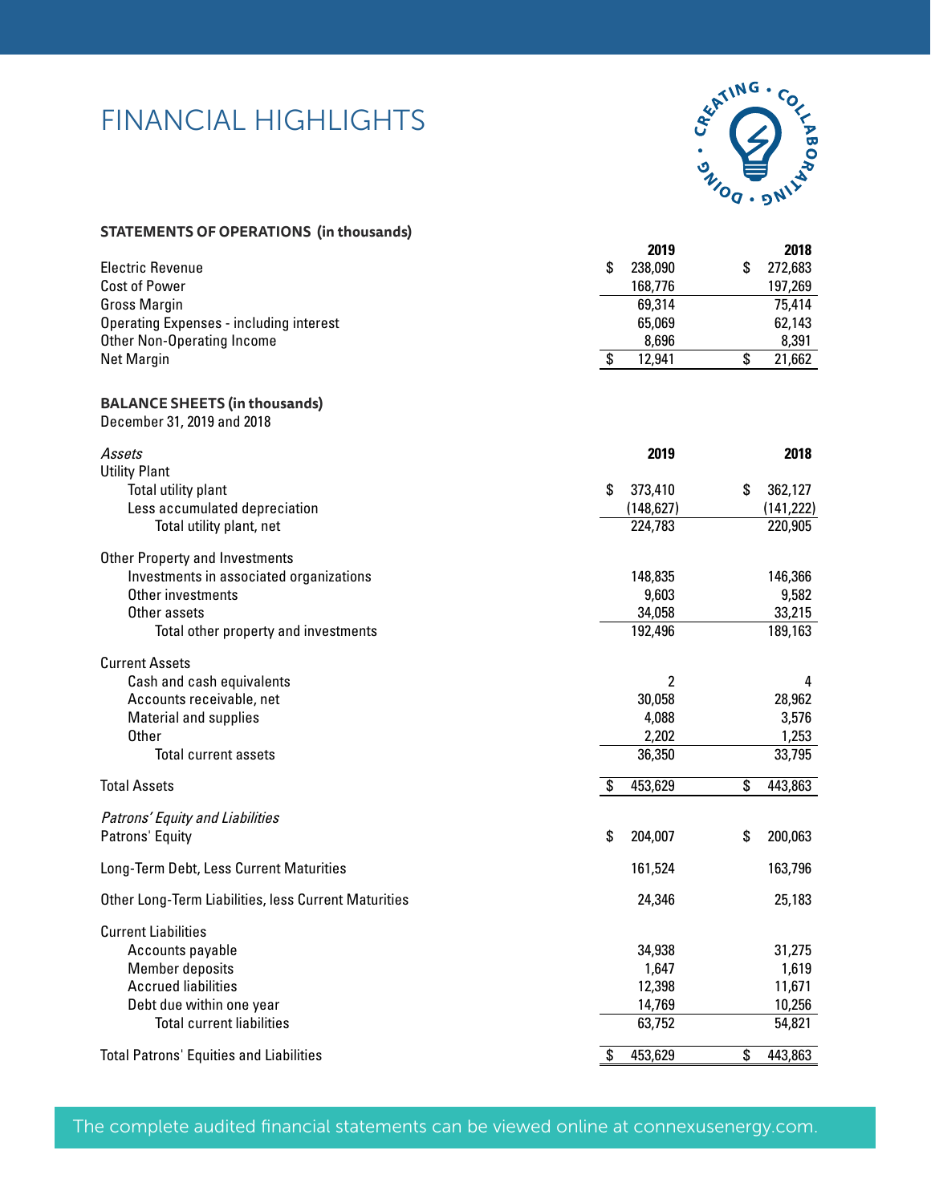# FINANCIAL HIGHLIGHTS

### STATEMENTS OF OPERATIONS (in thousands)

| | 2019 | 2018 |
|---|---|---|
| Electric Revenue | $ 238,090 | $ 272,683 |
| Cost of Power | 168,776 | 197,269 |
| Gross Margin | 69,314 | 75,414 |
| Operating Expenses - including interest | 65,069 | 62,143 |
| Other Non-Operating Income | 8,696 | 8,391 |
| Net Margin | $ 12,941 | $ 21,662 |

### BALANCE SHEETS (in thousands)

December 31, 2019 and 2018

| | 2019 | 2018 |
|---|---|---|
| *Assets* | | |
| Utility Plant | | |
| Total utility plant | $ 373,410 | $ 362,127 |
| Less accumulated depreciation | (148,627) | (141,222) |
| Total utility plant, net | 224,783 | 220,905 |
| Other Property and Investments | | |
| Investments in associated organizations | 148,835 | 146,366 |
| Other investments | 9,603 | 9,582 |
| Other assets | 34,058 | 33,215 |
| Total other property and investments | 192,496 | 189,163 |
| Current Assets | | |
| Cash and cash equivalents | 2 | 4 |
| Accounts receivable, net | 30,058 | 28,962 |
| Material and supplies | 4,088 | 3,576 |
| Other | 2,202 | 1,253 |
| Total current assets | 36,350 | 33,795 |
| Total Assets | $ 453,629 | $ 443,863 |
| *Patrons' Equity and Liabilities* | | |
| Patrons' Equity | $ 204,007 | $ 200,063 |
| Long-Term Debt, Less Current Maturities | 161,524 | 163,796 |
| Other Long-Term Liabilities, less Current Maturities | 24,346 | 25,183 |
| Current Liabilities | | |
| Accounts payable | 34,938 | 31,275 |
| Member deposits | 1,647 | 1,619 |
| Accrued liabilities | 12,398 | 11,671 |
| Debt due within one year | 14,769 | 10,256 |
| Total current liabilities | 63,752 | 54,821 |
| Total Patrons' Equities and Liabilities | $ 453,629 | $ 443,863 |

The complete audited financial statements can be viewed online at connexusenergy.com.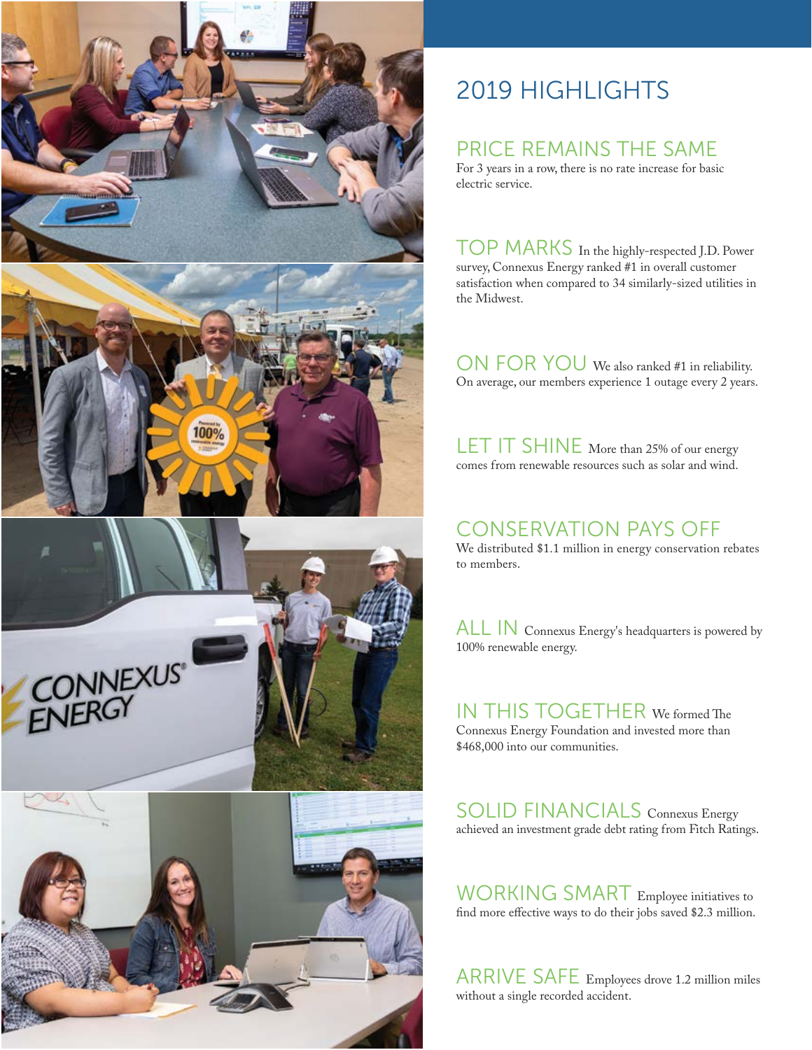# 2019 HIGHLIGHTS

## PRICE REMAINS THE SAME

For 3 years in a row, there is no rate increase for basic electric service.

## TOP MARKS

In the highly-respected J.D. Power survey, Connexus Energy ranked #1 in overall customer satisfaction when compared to 34 similarly-sized utilities in the Midwest.

## ON FOR YOU

We also ranked #1 in reliability. On average, our members experience 1 outage every 2 years.

## LET IT SHINE

More than 25% of our energy comes from renewable resources such as solar and wind.

## CONSERVATION PAYS OFF

We distributed $1.1 million in energy conservation rebates to members.

## ALL IN

Connexus Energy's headquarters is powered by 100% renewable energy.

## IN THIS TOGETHER

We formed The Connexus Energy Foundation and invested more than $468,000 into our communities.

## SOLID FINANCIALS

Connexus Energy achieved an investment grade debt rating from Fitch Ratings.

## WORKING SMART

Employee initiatives to find more effective ways to do their jobs saved $2.3 million.

## ARRIVE SAFE

Employees drove 1.2 million miles without a single recorded accident.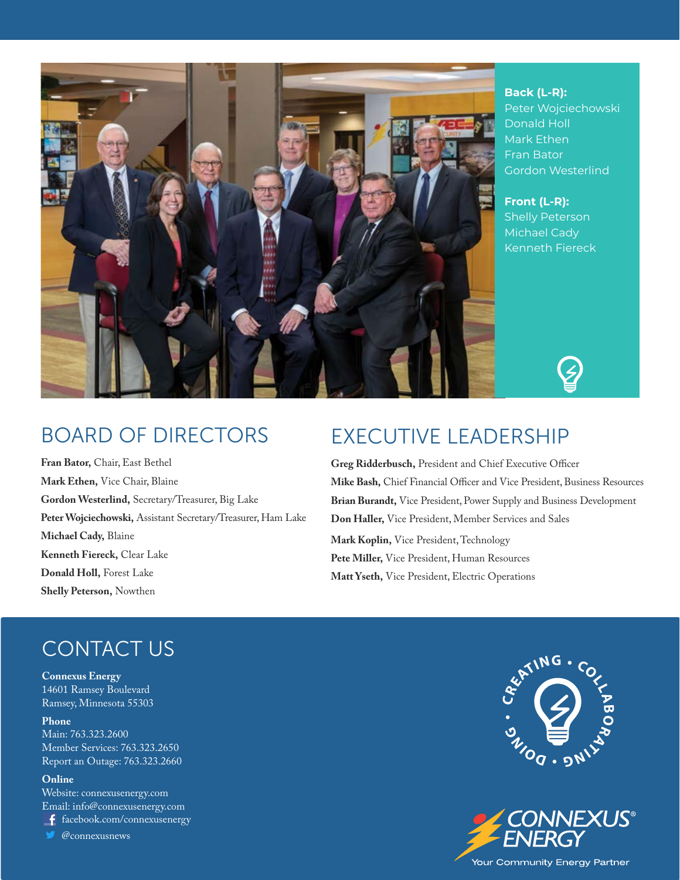**Back (L-R):**
Peter Wojciechowski
Donald Holl
Mark Ethen
Fran Bator
Gordon Westerlind

**Front (L-R):**
Shelly Peterson
Michael Cady
Kenneth Fiereck

## BOARD OF DIRECTORS

**Fran Bator,** Chair, East Bethel
**Mark Ethen,** Vice Chair, Blaine
**Gordon Westerlind,** Secretary/Treasurer, Big Lake
**Peter Wojciechowski,** Assistant Secretary/Treasurer, Ham Lake
**Michael Cady,** Blaine
**Kenneth Fiereck,** Clear Lake
**Donald Holl,** Forest Lake
**Shelly Peterson,** Nowthen

## EXECUTIVE LEADERSHIP

**Greg Ridderbusch,** President and Chief Executive Officer
**Mike Bash,** Chief Financial Officer and Vice President, Business Resources
**Brian Burandt,** Vice President, Power Supply and Business Development
**Don Haller,** Vice President, Member Services and Sales
**Mark Koplin,** Vice President, Technology
**Pete Miller,** Vice President, Human Resources
**Matt Yseth,** Vice President, Electric Operations

## CONTACT US

**Connexus Energy**
14601 Ramsey Boulevard
Ramsey, Minnesota 55303

**Phone**
Main: 763.323.2600
Member Services: 763.323.2650
Report an Outage: 763.323.2660

**Online**
Website: connexusenergy.com
Email: info@connexusenergy.com
facebook.com/connexusenergy
@connexusnews

CREATING • COLLABORATING • DOING •

CONNEXUS® ENERGY
Your Community Energy Partner